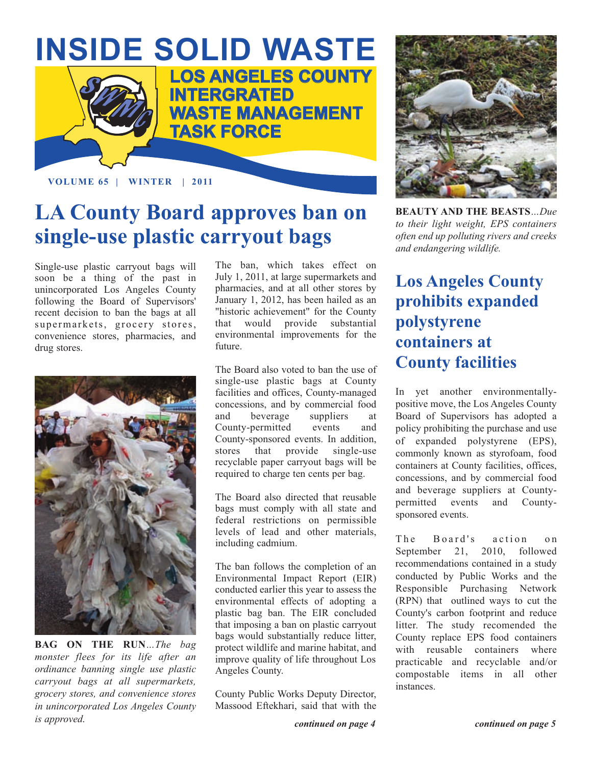# INSIDE SOLID WASTE

**LOS ANGELES COUNTY INTERGRATED WASTE MANAGEMENT TASK FORCE**

**VOLUME 65 | WINTER | 2011**

# LA County Board approves ban on single-use plastic carryout bags

Single-use plastic carryout bags will soon be a thing of the past in unincorporated Los Angeles County following the Board of Supervisors' recent decision to ban the bags at all supermarkets, grocery stores, convenience stores, pharmacies, and drug stores.

**BAG ON THE RUN**...*The bag monster flees for its life after an ordinance banning single use plastic carryout bags at all supermarkets, grocery stores, and convenience stores in unincorporated Los Angeles County is approved.*

The ban, which takes effect on July 1, 2011, at large supermarkets and pharmacies, and at all other stores by January 1, 2012, has been hailed as an "historic achievement" for the County that would provide substantial environmental improvements for the future.

The Board also voted to ban the use of single-use plastic bags at County facilities and offices, County-managed concessions, and by commercial food and beverage suppliers at County-permitted events and County-sponsored events. In addition, stores that provide single-use recyclable paper carryout bags will be required to charge ten cents per bag.

The Board also directed that reusable bags must comply with all state and federal restrictions on permissible levels of lead and other materials, including cadmium.

The ban follows the completion of an Environmental Impact Report (EIR) conducted earlier this year to assess the environmental effects of adopting a plastic bag ban. The EIR concluded that imposing a ban on plastic carryout bags would substantially reduce litter, protect wildlife and marine habitat, and improve quality of life throughout Los Angeles County.

County Public Works Deputy Director, Massood Eftekhari, said that with the

***continued on page 4***

**BEAUTY AND THE BEASTS**...*Due to their light weight, EPS containers often end up polluting rivers and creeks and endangering wildlife.*

## Los Angeles County prohibits expanded polystyrene containers at County facilities

In yet another environmentally-positive move, the Los Angeles County Board of Supervisors has adopted a policy prohibiting the purchase and use of expanded polystyrene (EPS), commonly known as styrofoam, food containers at County facilities, offices, concessions, and by commercial food and beverage suppliers at County-permitted events and County-sponsored events.

The Board's action on September 21, 2010, followed recommendations contained in a study conducted by Public Works and the Responsible Purchasing Network (RPN) that outlined ways to cut the County's carbon footprint and reduce litter. The study recomended the County replace EPS food containers with reusable containers where practicable and recyclable and/or compostable items in all other instances.

***continued on page 5***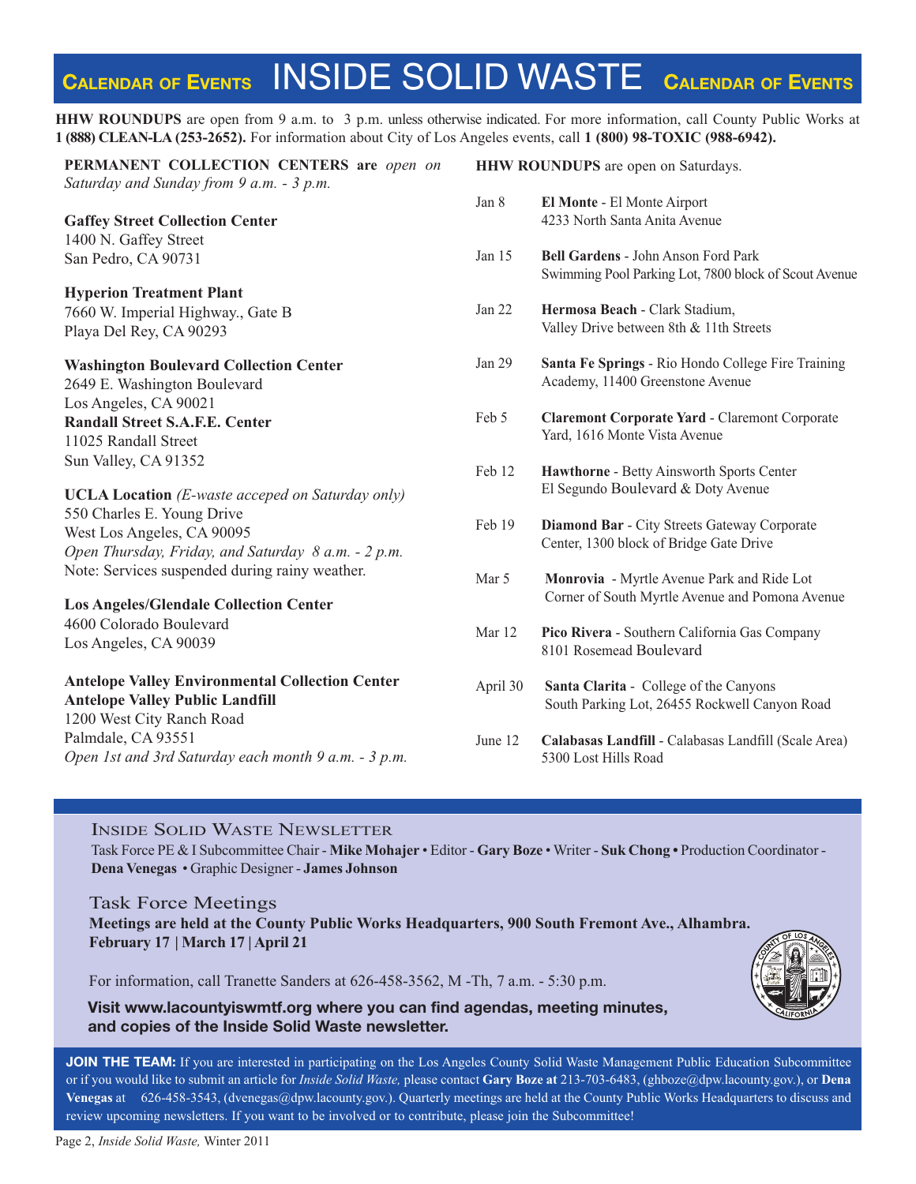# Calendar of Events — INSIDE SOLID WASTE — Calendar of Events

**HHW ROUNDUPS** are open from 9 a.m. to 3 p.m. unless otherwise indicated. For more information, call County Public Works at **1 (888) CLEAN-LA (253-2652).** For information about City of Los Angeles events, call **1 (800) 98-TOXIC (988-6942).**

**PERMANENT COLLECTION CENTERS are** *open on Saturday and Sunday from 9 a.m. - 3 p.m.*

**Gaffey Street Collection Center**
1400 N. Gaffey Street
San Pedro, CA 90731

**Hyperion Treatment Plant**
7660 W. Imperial Highway., Gate B
Playa Del Rey, CA 90293

**Washington Boulevard Collection Center**
2649 E. Washington Boulevard
Los Angeles, CA 90021

**Randall Street S.A.F.E. Center**
11025 Randall Street
Sun Valley, CA 91352

**UCLA Location** *(E-waste acceped on Saturday only)*
550 Charles E. Young Drive
West Los Angeles, CA 90095
*Open Thursday, Friday, and Saturday 8 a.m. - 2 p.m.*
Note: Services suspended during rainy weather.

**Los Angeles/Glendale Collection Center**
4600 Colorado Boulevard
Los Angeles, CA 90039

**Antelope Valley Environmental Collection Center**
**Antelope Valley Public Landfill**
1200 West City Ranch Road
Palmdale, CA 93551
*Open 1st and 3rd Saturday each month 9 a.m. - 3 p.m.*

**HHW ROUNDUPS** are open on Saturdays.

| Date | Location |
|---|---|
| Jan 8 | **El Monte** - El Monte Airport, 4233 North Santa Anita Avenue |
| Jan 15 | **Bell Gardens** - John Anson Ford Park, Swimming Pool Parking Lot, 7800 block of Scout Avenue |
| Jan 22 | **Hermosa Beach** - Clark Stadium, Valley Drive between 8th & 11th Streets |
| Jan 29 | **Santa Fe Springs** - Rio Hondo College Fire Training Academy, 11400 Greenstone Avenue |
| Feb 5 | **Claremont Corporate Yard** - Claremont Corporate Yard, 1616 Monte Vista Avenue |
| Feb 12 | **Hawthorne** - Betty Ainsworth Sports Center, El Segundo Boulevard & Doty Avenue |
| Feb 19 | **Diamond Bar** - City Streets Gateway Corporate Center, 1300 block of Bridge Gate Drive |
| Mar 5 | **Monrovia** - Myrtle Avenue Park and Ride Lot, Corner of South Myrtle Avenue and Pomona Avenue |
| Mar 12 | **Pico Rivera** - Southern California Gas Company, 8101 Rosemead Boulevard |
| April 30 | **Santa Clarita** - College of the Canyons, South Parking Lot, 26455 Rockwell Canyon Road |
| June 12 | **Calabasas Landfill** - Calabasas Landfill (Scale Area), 5300 Lost Hills Road |

## Inside Solid Waste Newsletter

Task Force PE & I Subcommittee Chair - **Mike Mohajer** • Editor - **Gary Boze** • Writer - **Suk Chong** • Production Coordinator - **Dena Venegas** • Graphic Designer - **James Johnson**

## Task Force Meetings

**Meetings are held at the County Public Works Headquarters, 900 South Fremont Ave., Alhambra.**
**February 17 | March 17 | April 21**

For information, call Tranette Sanders at 626-458-3562, M -Th, 7 a.m. - 5:30 p.m.

**Visit www.lacountyiswmtf.org where you can find agendas, meeting minutes, and copies of the Inside Solid Waste newsletter.**

**JOIN THE TEAM:** If you are interested in participating on the Los Angeles County Solid Waste Management Public Education Subcommittee or if you would like to submit an article for *Inside Solid Waste,* please contact **Gary Boze at** 213-703-6483, (ghboze@dpw.lacounty.gov.), or **Dena Venegas** at 626-458-3543, (dvenegas@dpw.lacounty.gov.). Quarterly meetings are held at the County Public Works Headquarters to discuss and review upcoming newsletters. If you want to be involved or to contribute, please join the Subcommittee!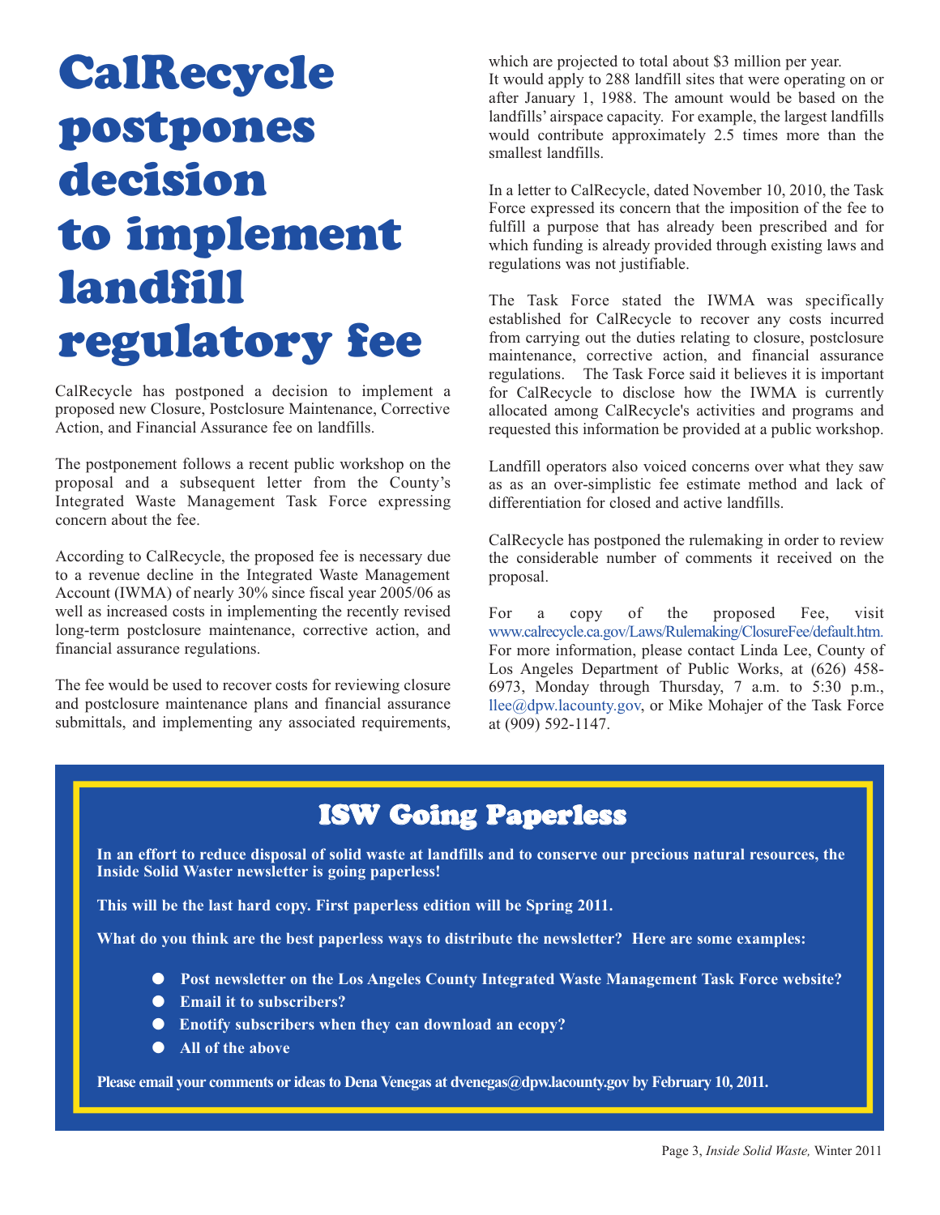# CalRecycle postpones decision to implement landfill regulatory fee

CalRecycle has postponed a decision to implement a proposed new Closure, Postclosure Maintenance, Corrective Action, and Financial Assurance fee on landfills.

The postponement follows a recent public workshop on the proposal and a subsequent letter from the County's Integrated Waste Management Task Force expressing concern about the fee.

According to CalRecycle, the proposed fee is necessary due to a revenue decline in the Integrated Waste Management Account (IWMA) of nearly 30% since fiscal year 2005/06 as well as increased costs in implementing the recently revised long-term postclosure maintenance, corrective action, and financial assurance regulations.

The fee would be used to recover costs for reviewing closure and postclosure maintenance plans and financial assurance submittals, and implementing any associated requirements, which are projected to total about $3 million per year. It would apply to 288 landfill sites that were operating on or after January 1, 1988. The amount would be based on the landfills' airspace capacity. For example, the largest landfills would contribute approximately 2.5 times more than the smallest landfills.

In a letter to CalRecycle, dated November 10, 2010, the Task Force expressed its concern that the imposition of the fee to fulfill a purpose that has already been prescribed and for which funding is already provided through existing laws and regulations was not justifiable.

The Task Force stated the IWMA was specifically established for CalRecycle to recover any costs incurred from carrying out the duties relating to closure, postclosure maintenance, corrective action, and financial assurance regulations. The Task Force said it believes it is important for CalRecycle to disclose how the IWMA is currently allocated among CalRecycle's activities and programs and requested this information be provided at a public workshop.

Landfill operators also voiced concerns over what they saw as as an over-simplistic fee estimate method and lack of differentiation for closed and active landfills.

CalRecycle has postponed the rulemaking in order to review the considerable number of comments it received on the proposal.

For a copy of the proposed Fee, visit www.calrecycle.ca.gov/Laws/Rulemaking/ClosureFee/default.htm. For more information, please contact Linda Lee, County of Los Angeles Department of Public Works, at (626) 458-6973, Monday through Thursday, 7 a.m. to 5:30 p.m., llee@dpw.lacounty.gov, or Mike Mohajer of the Task Force at (909) 592-1147.

## ISW Going Paperless

**In an effort to reduce disposal of solid waste at landfills and to conserve our precious natural resources, the Inside Solid Waster newsletter is going paperless!**

**This will be the last hard copy. First paperless edition will be Spring 2011.**

**What do you think are the best paperless ways to distribute the newsletter? Here are some examples:**

- **Post newsletter on the Los Angeles County Integrated Waste Management Task Force website?**
- **Email it to subscribers?**
- **Enotify subscribers when they can download an ecopy?**
- **All of the above**

**Please email your comments or ideas to Dena Venegas at dvenegas@dpw.lacounty.gov by February 10, 2011.**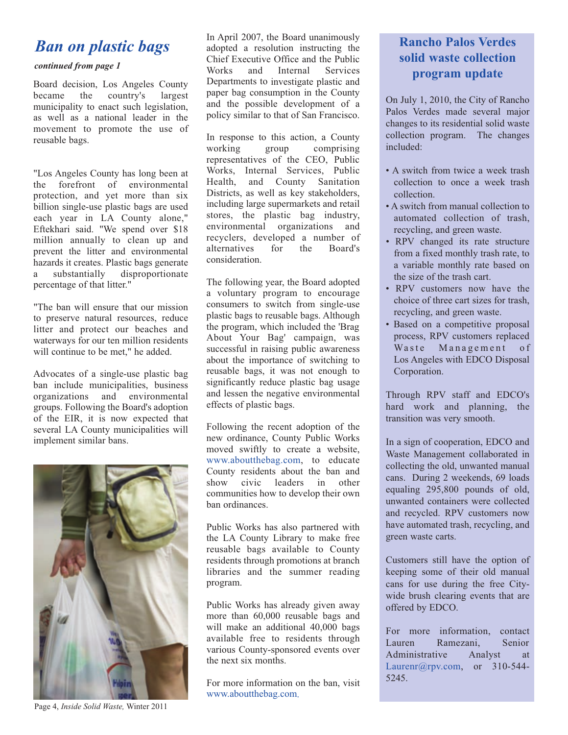## *Ban on plastic bags*

***continued from page 1***

Board decision, Los Angeles County became the country's largest municipality to enact such legislation, as well as a national leader in the movement to promote the use of reusable bags.

"Los Angeles County has long been at the forefront of environmental protection, and yet more than six billion single-use plastic bags are used each year in LA County alone," Eftekhari said. "We spend over $18 million annually to clean up and prevent the litter and environmental hazards it creates. Plastic bags generate a substantially disproportionate percentage of that litter."

"The ban will ensure that our mission to preserve natural resources, reduce litter and protect our beaches and waterways for our ten million residents will continue to be met," he added.

Advocates of a single-use plastic bag ban include municipalities, business organizations and environmental groups. Following the Board's adoption of the EIR, it is now expected that several LA County municipalities will implement similar bans.

In April 2007, the Board unanimously adopted a resolution instructing the Chief Executive Office and the Public Works and Internal Services Departments to investigate plastic and paper bag consumption in the County and the possible development of a policy similar to that of San Francisco.

In response to this action, a County working group comprising representatives of the CEO, Public Works, Internal Services, Public Health, and County Sanitation Districts, as well as key stakeholders, including large supermarkets and retail stores, the plastic bag industry, environmental organizations and recyclers, developed a number of alternatives for the Board's consideration.

The following year, the Board adopted a voluntary program to encourage consumers to switch from single-use plastic bags to reusable bags. Although the program, which included the 'Brag About Your Bag' campaign, was successful in raising public awareness about the importance of switching to reusable bags, it was not enough to significantly reduce plastic bag usage and lessen the negative environmental effects of plastic bags.

Following the recent adoption of the new ordinance, County Public Works moved swiftly to create a website, www.aboutthebag.com, to educate County residents about the ban and show civic leaders in other communities how to develop their own ban ordinances.

Public Works has also partnered with the LA County Library to make free reusable bags available to County residents through promotions at branch libraries and the summer reading program.

Public Works has already given away more than 60,000 reusable bags and will make an additional 40,000 bags available free to residents through various County-sponsored events over the next six months.

For more information on the ban, visit www.aboutthebag.com.

## Rancho Palos Verdes solid waste collection program update

On July 1, 2010, the City of Rancho Palos Verdes made several major changes to its residential solid waste collection program. The changes included:

- A switch from twice a week trash collection to once a week trash collection.
- A switch from manual collection to automated collection of trash, recycling, and green waste.
- RPV changed its rate structure from a fixed monthly trash rate, to a variable monthly rate based on the size of the trash cart.
- RPV customers now have the choice of three cart sizes for trash, recycling, and green waste.
- Based on a competitive proposal process, RPV customers replaced Waste Management of Los Angeles with EDCO Disposal Corporation.

Through RPV staff and EDCO's hard work and planning, the transition was very smooth.

In a sign of cooperation, EDCO and Waste Management collaborated in collecting the old, unwanted manual cans. During 2 weekends, 69 loads equaling 295,800 pounds of old, unwanted containers were collected and recycled. RPV customers now have automated trash, recycling, and green waste carts.

Customers still have the option of keeping some of their old manual cans for use during the free City-wide brush clearing events that are offered by EDCO.

For more information, contact Lauren Ramezani, Senior Administrative Analyst at Laurenr@rpv.com, or 310-544-5245.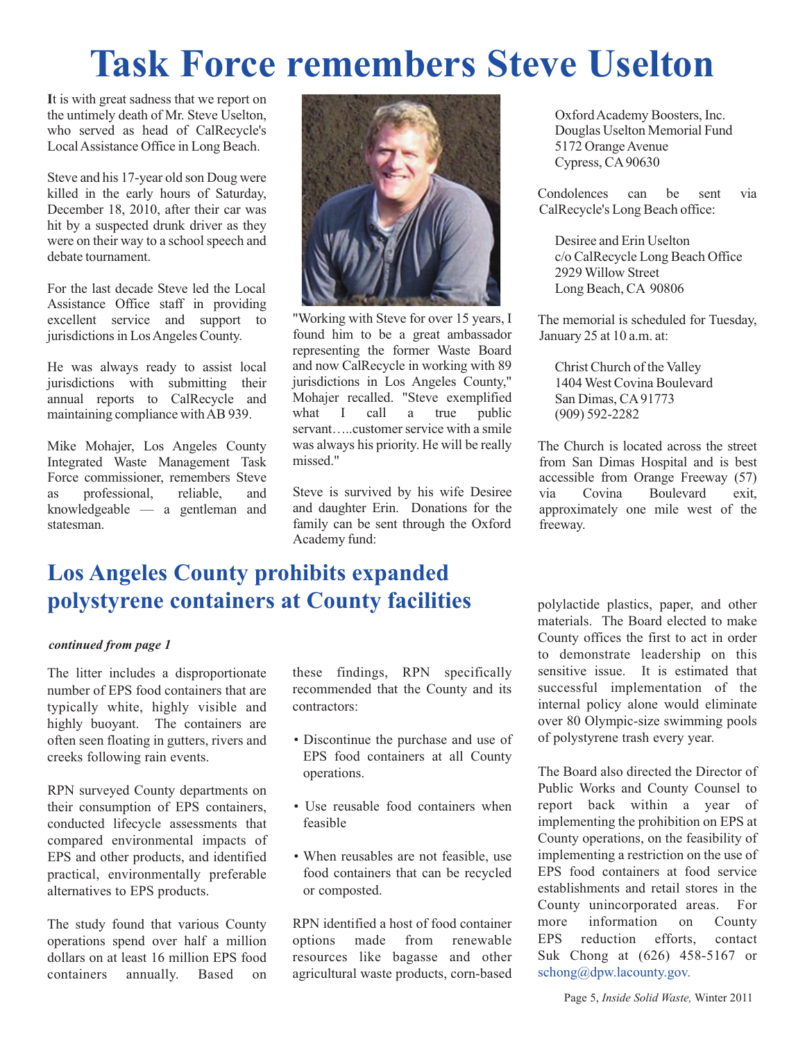# Task Force remembers Steve Uselton

It is with great sadness that we report on the untimely death of Mr. Steve Uselton, who served as head of CalRecycle's Local Assistance Office in Long Beach.

Steve and his 17-year old son Doug were killed in the early hours of Saturday, December 18, 2010, after their car was hit by a suspected drunk driver as they were on their way to a school speech and debate tournament.

For the last decade Steve led the Local Assistance Office staff in providing excellent service and support to jurisdictions in Los Angeles County.

He was always ready to assist local jurisdictions with submitting their annual reports to CalRecycle and maintaining compliance with AB 939.

Mike Mohajer, Los Angeles County Integrated Waste Management Task Force commissioner, remembers Steve as professional, reliable, and knowledgeable — a gentleman and statesman.

"Working with Steve for over 15 years, I found him to be a great ambassador representing the former Waste Board and now CalRecycle in working with 89 jurisdictions in Los Angeles County," Mohajer recalled. "Steve exemplified what I call a true public servant…..customer service with a smile was always his priority. He will be really missed."

Steve is survived by his wife Desiree and daughter Erin. Donations for the family can be sent through the Oxford Academy fund:

Oxford Academy Boosters, Inc.
Douglas Uselton Memorial Fund
5172 Orange Avenue
Cypress, CA 90630

Condolences can be sent via CalRecycle's Long Beach office:

Desiree and Erin Uselton
c/o CalRecycle Long Beach Office
2929 Willow Street
Long Beach, CA 90806

The memorial is scheduled for Tuesday, January 25 at 10 a.m. at:

Christ Church of the Valley
1404 West Covina Boulevard
San Dimas, CA 91773
(909) 592-2282

The Church is located across the street from San Dimas Hospital and is best accessible from Orange Freeway (57) via Covina Boulevard exit, approximately one mile west of the freeway.

## Los Angeles County prohibits expanded polystyrene containers at County facilities

***continued from page 1***

The litter includes a disproportionate number of EPS food containers that are typically white, highly visible and highly buoyant. The containers are often seen floating in gutters, rivers and creeks following rain events.

RPN surveyed County departments on their consumption of EPS containers, conducted lifecycle assessments that compared environmental impacts of EPS and other products, and identified practical, environmentally preferable alternatives to EPS products.

The study found that various County operations spend over half a million dollars on at least 16 million EPS food containers annually. Based on these findings, RPN specifically recommended that the County and its contractors:

- Discontinue the purchase and use of EPS food containers at all County operations.
- Use reusable food containers when feasible
- When reusables are not feasible, use food containers that can be recycled or composted.

RPN identified a host of food container options made from renewable resources like bagasse and other agricultural waste products, corn-based polylactide plastics, paper, and other materials. The Board elected to make County offices the first to act in order to demonstrate leadership on this sensitive issue. It is estimated that successful implementation of the internal policy alone would eliminate over 80 Olympic-size swimming pools of polystyrene trash every year.

The Board also directed the Director of Public Works and County Counsel to report back within a year of implementing the prohibition on EPS at County operations, on the feasibility of implementing a restriction on the use of EPS food containers at food service establishments and retail stores in the County unincorporated areas. For more information on County EPS reduction efforts, contact Suk Chong at (626) 458-5167 or schong@dpw.lacounty.gov.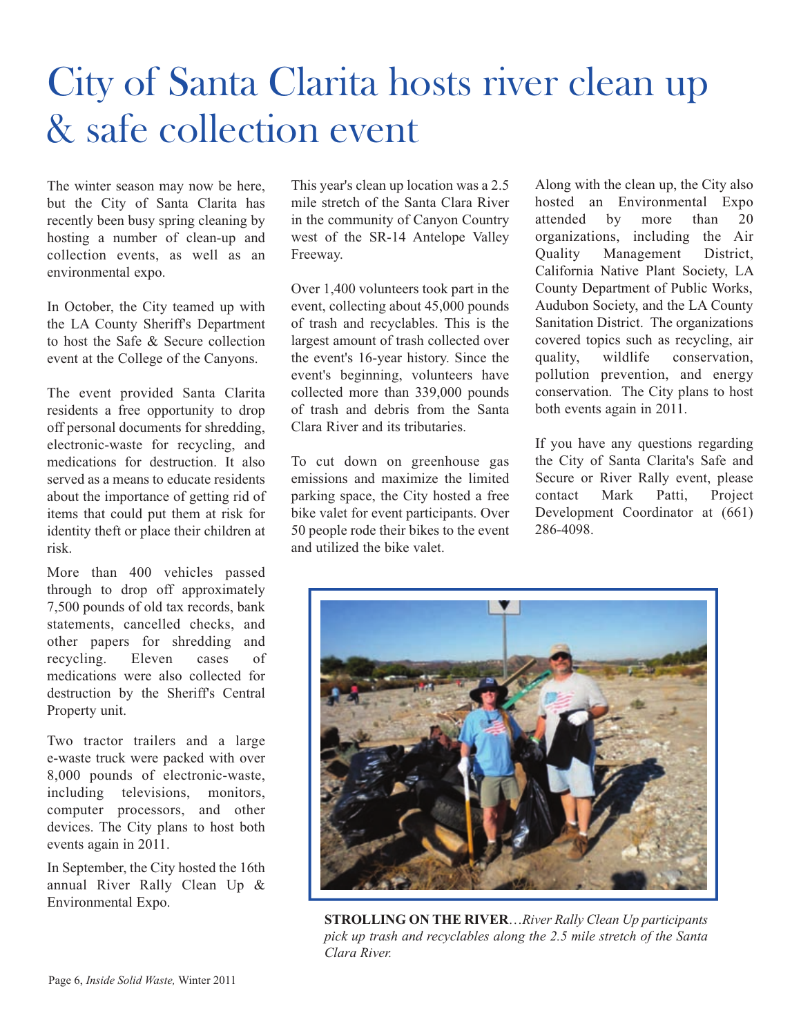# City of Santa Clarita hosts river clean up & safe collection event

The winter season may now be here, but the City of Santa Clarita has recently been busy spring cleaning by hosting a number of clean-up and collection events, as well as an environmental expo.

In October, the City teamed up with the LA County Sheriff's Department to host the Safe & Secure collection event at the College of the Canyons.

The event provided Santa Clarita residents a free opportunity to drop off personal documents for shredding, electronic-waste for recycling, and medications for destruction. It also served as a means to educate residents about the importance of getting rid of items that could put them at risk for identity theft or place their children at risk.

More than 400 vehicles passed through to drop off approximately 7,500 pounds of old tax records, bank statements, cancelled checks, and other papers for shredding and recycling. Eleven cases of medications were also collected for destruction by the Sheriff's Central Property unit.

Two tractor trailers and a large e-waste truck were packed with over 8,000 pounds of electronic-waste, including televisions, monitors, computer processors, and other devices. The City plans to host both events again in 2011.

In September, the City hosted the 16th annual River Rally Clean Up & Environmental Expo.

This year's clean up location was a 2.5 mile stretch of the Santa Clara River in the community of Canyon Country west of the SR-14 Antelope Valley Freeway.

Over 1,400 volunteers took part in the event, collecting about 45,000 pounds of trash and recyclables. This is the largest amount of trash collected over the event's 16-year history. Since the event's beginning, volunteers have collected more than 339,000 pounds of trash and debris from the Santa Clara River and its tributaries.

To cut down on greenhouse gas emissions and maximize the limited parking space, the City hosted a free bike valet for event participants. Over 50 people rode their bikes to the event and utilized the bike valet.

Along with the clean up, the City also hosted an Environmental Expo attended by more than 20 organizations, including the Air Quality Management District, California Native Plant Society, LA County Department of Public Works, Audubon Society, and the LA County Sanitation District. The organizations covered topics such as recycling, air quality, wildlife conservation, pollution prevention, and energy conservation. The City plans to host both events again in 2011.

If you have any questions regarding the City of Santa Clarita's Safe and Secure or River Rally event, please contact Mark Patti, Project Development Coordinator at (661) 286-4098.

**STROLLING ON THE RIVER**…*River Rally Clean Up participants pick up trash and recyclables along the 2.5 mile stretch of the Santa Clara River.*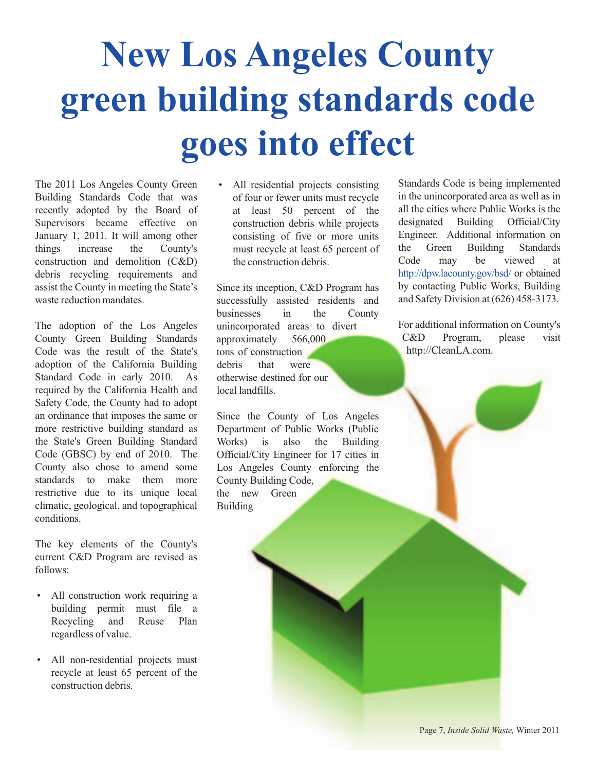# New Los Angeles County green building standards code goes into effect

The 2011 Los Angeles County Green Building Standards Code that was recently adopted by the Board of Supervisors became effective on January 1, 2011. It will among other things increase the County's construction and demolition (C&D) debris recycling requirements and assist the County in meeting the State's waste reduction mandates.

The adoption of the Los Angeles County Green Building Standards Code was the result of the State's adoption of the California Building Standard Code in early 2010. As required by the California Health and Safety Code, the County had to adopt an ordinance that imposes the same or more restrictive building standard as the State's Green Building Standard Code (GBSC) by end of 2010. The County also chose to amend some standards to make them more restrictive due to its unique local climatic, geological, and topographical conditions.

The key elements of the County's current C&D Program are revised as follows:

- All construction work requiring a building permit must file a Recycling and Reuse Plan regardless of value.
- All non-residential projects must recycle at least 65 percent of the construction debris.
- All residential projects consisting of four or fewer units must recycle at least 50 percent of the construction debris while projects consisting of five or more units must recycle at least 65 percent of the construction debris.

Since its inception, C&D Program has successfully assisted residents and businesses in the County unincorporated areas to divert approximately 566,000 tons of construction debris that were otherwise destined for our local landfills.

Since the County of Los Angeles Department of Public Works (Public Works) is also the Building Official/City Engineer for 17 cities in Los Angeles County enforcing the County Building Code, the new Green Building Standards Code is being implemented in the unincorporated area as well as in all the cities where Public Works is the designated Building Official/City Engineer. Additional information on the Green Building Standards Code may be viewed at http://dpw.lacounty.gov/bsd/ or obtained by contacting Public Works, Building and Safety Division at (626) 458-3173.

For additional information on County's C&D Program, please visit http://CleanLA.com.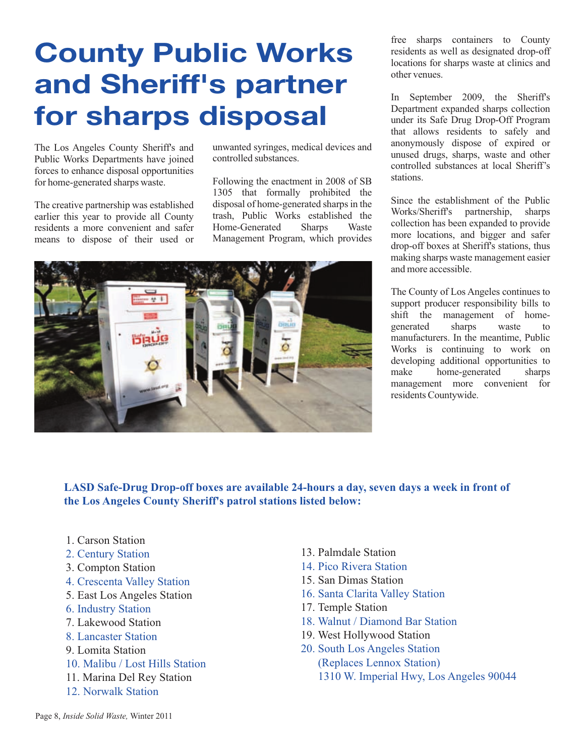# County Public Works and Sheriff's partner for sharps disposal

The Los Angeles County Sheriff's and Public Works Departments have joined forces to enhance disposal opportunities for home-generated sharps waste.

The creative partnership was established earlier this year to provide all County residents a more convenient and safer means to dispose of their used or unwanted syringes, medical devices and controlled substances.

Following the enactment in 2008 of SB 1305 that formally prohibited the disposal of home-generated sharps in the trash, Public Works established the Home-Generated Sharps Waste Management Program, which provides free sharps containers to County residents as well as designated drop-off locations for sharps waste at clinics and other venues.

In September 2009, the Sheriff's Department expanded sharps collection under its Safe Drug Drop-Off Program that allows residents to safely and anonymously dispose of expired or unused drugs, sharps, waste and other controlled substances at local Sheriff's stations.

Since the establishment of the Public Works/Sheriff's partnership, sharps collection has been expanded to provide more locations, and bigger and safer drop-off boxes at Sheriff's stations, thus making sharps waste management easier and more accessible.

The County of Los Angeles continues to support producer responsibility bills to shift the management of home-generated sharps waste to manufacturers. In the meantime, Public Works is continuing to work on developing additional opportunities to make home-generated sharps management more convenient for residents Countywide.

**LASD Safe-Drug Drop-off boxes are available 24-hours a day, seven days a week in front of the Los Angeles County Sheriff's patrol stations listed below:**

1. Carson Station
2. Century Station
3. Compton Station
4. Crescenta Valley Station
5. East Los Angeles Station
6. Industry Station
7. Lakewood Station
8. Lancaster Station
9. Lomita Station
10. Malibu / Lost Hills Station
11. Marina Del Rey Station
12. Norwalk Station
13. Palmdale Station
14. Pico Rivera Station
15. San Dimas Station
16. Santa Clarita Valley Station
17. Temple Station
18. Walnut / Diamond Bar Station
19. West Hollywood Station
20. South Los Angeles Station
    (Replaces Lennox Station)
    1310 W. Imperial Hwy, Los Angeles 90044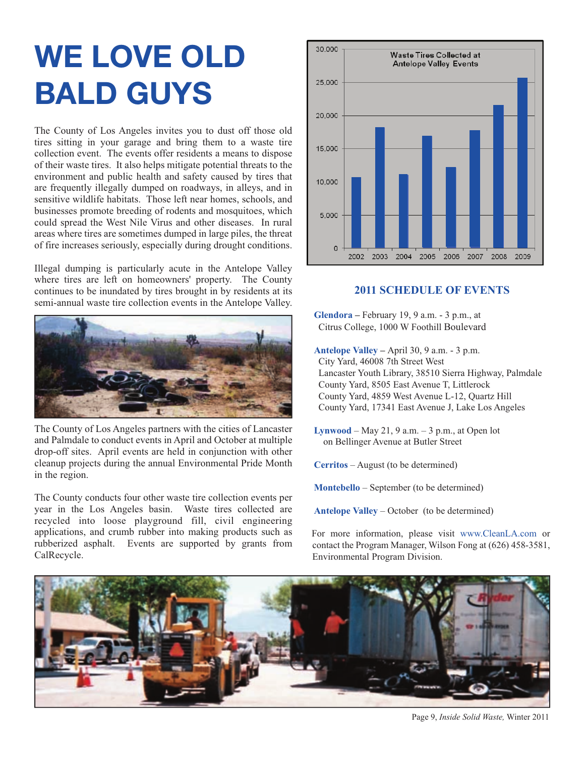# WE LOVE OLD BALD GUYS

The County of Los Angeles invites you to dust off those old tires sitting in your garage and bring them to a waste tire collection event. The events offer residents a means to dispose of their waste tires. It also helps mitigate potential threats to the environment and public health and safety caused by tires that are frequently illegally dumped on roadways, in alleys, and in sensitive wildlife habitats. Those left near homes, schools, and businesses promote breeding of rodents and mosquitoes, which could spread the West Nile Virus and other diseases. In rural areas where tires are sometimes dumped in large piles, the threat of fire increases seriously, especially during drought conditions.

Illegal dumping is particularly acute in the Antelope Valley where tires are left on homeowners' property. The County continues to be inundated by tires brought in by residents at its semi-annual waste tire collection events in the Antelope Valley.

The County of Los Angeles partners with the cities of Lancaster and Palmdale to conduct events in April and October at multiple drop-off sites. April events are held in conjunction with other cleanup projects during the annual Environmental Pride Month in the region.

The County conducts four other waste tire collection events per year in the Los Angeles basin. Waste tires collected are recycled into loose playground fill, civil engineering applications, and crumb rubber into making products such as rubberized asphalt. Events are supported by grants from CalRecycle.

Waste Tires Collected at Antelope Valley Events

### 2011 SCHEDULE OF EVENTS

**Glendora** – February 19, 9 a.m. - 3 p.m., at Citrus College, 1000 W Foothill Boulevard

**Antelope Valley** – April 30, 9 a.m. - 3 p.m.
City Yard, 46008 7th Street West
Lancaster Youth Library, 38510 Sierra Highway, Palmdale
County Yard, 8505 East Avenue T, Littlerock
County Yard, 4859 West Avenue L-12, Quartz Hill
County Yard, 17341 East Avenue J, Lake Los Angeles

**Lynwood** – May 21, 9 a.m. – 3 p.m., at Open lot on Bellinger Avenue at Butler Street

**Cerritos** – August (to be determined)

**Montebello** – September (to be determined)

**Antelope Valley** – October (to be determined)

For more information, please visit www.CleanLA.com or contact the Program Manager, Wilson Fong at (626) 458-3581, Environmental Program Division.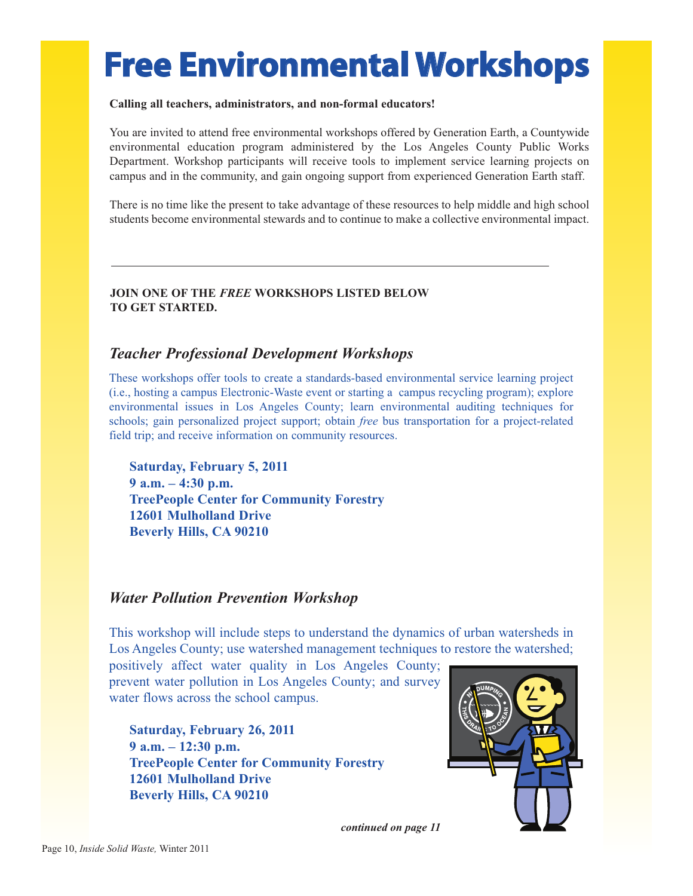# Free Environmental Workshops

**Calling all teachers, administrators, and non-formal educators!**

You are invited to attend free environmental workshops offered by Generation Earth, a Countywide environmental education program administered by the Los Angeles County Public Works Department. Workshop participants will receive tools to implement service learning projects on campus and in the community, and gain ongoing support from experienced Generation Earth staff.

There is no time like the present to take advantage of these resources to help middle and high school students become environmental stewards and to continue to make a collective environmental impact.

---

**JOIN ONE OF THE *FREE* WORKSHOPS LISTED BELOW TO GET STARTED.**

## *Teacher Professional Development Workshops*

These workshops offer tools to create a standards-based environmental service learning project (i.e., hosting a campus Electronic-Waste event or starting a campus recycling program); explore environmental issues in Los Angeles County; learn environmental auditing techniques for schools; gain personalized project support; obtain *free* bus transportation for a project-related field trip; and receive information on community resources.

**Saturday, February 5, 2011**
**9 a.m. – 4:30 p.m.**
**TreePeople Center for Community Forestry**
**12601 Mulholland Drive**
**Beverly Hills, CA 90210**

## *Water Pollution Prevention Workshop*

This workshop will include steps to understand the dynamics of urban watersheds in Los Angeles County; use watershed management techniques to restore the watershed; positively affect water quality in Los Angeles County; prevent water pollution in Los Angeles County; and survey water flows across the school campus.

**Saturday, February 26, 2011**
**9 a.m. – 12:30 p.m.**
**TreePeople Center for Community Forestry**
**12601 Mulholland Drive**
**Beverly Hills, CA 90210**

***continued on page 11***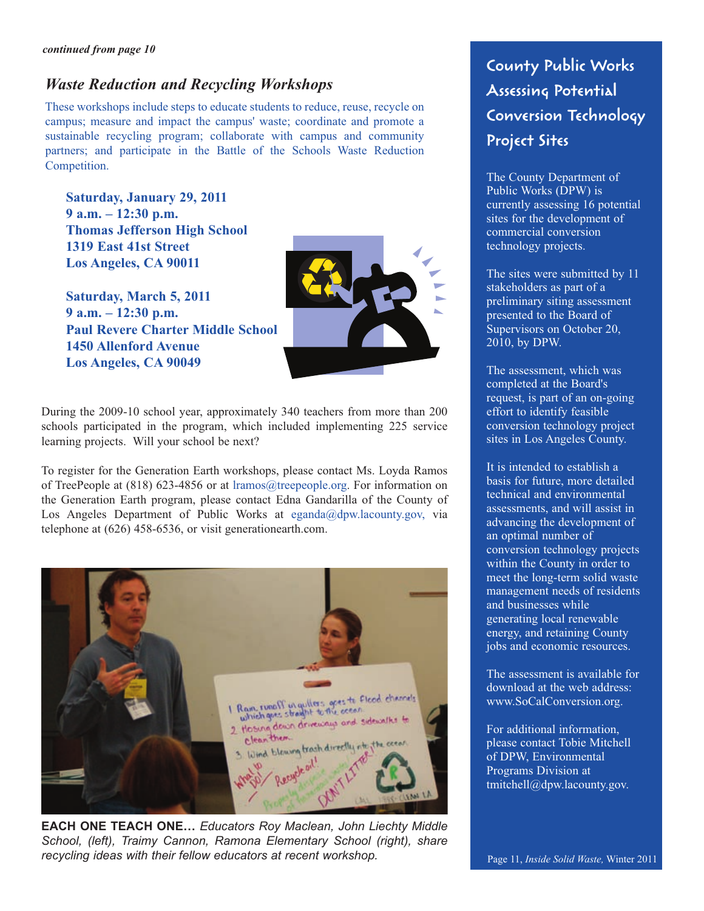*continued from page 10*

## *Waste Reduction and Recycling Workshops*

These workshops include steps to educate students to reduce, reuse, recycle on campus; measure and impact the campus' waste; coordinate and promote a sustainable recycling program; collaborate with campus and community partners; and participate in the Battle of the Schools Waste Reduction Competition.

**Saturday, January 29, 2011**
**9 a.m. – 12:30 p.m.**
**Thomas Jefferson High School**
**1319 East 41st Street**
**Los Angeles, CA 90011**

**Saturday, March 5, 2011**
**9 a.m. – 12:30 p.m.**
**Paul Revere Charter Middle School**
**1450 Allenford Avenue**
**Los Angeles, CA 90049**

During the 2009-10 school year, approximately 340 teachers from more than 200 schools participated in the program, which included implementing 225 service learning projects. Will your school be next?

To register for the Generation Earth workshops, please contact Ms. Loyda Ramos of TreePeople at (818) 623-4856 or at lramos@treepeople.org. For information on the Generation Earth program, please contact Edna Gandarilla of the County of Los Angeles Department of Public Works at eganda@dpw.lacounty.gov, via telephone at (626) 458-6536, or visit generationearth.com.

**EACH ONE TEACH ONE…** *Educators Roy Maclean, John Liechty Middle School, (left), Traimy Cannon, Ramona Elementary School (right), share recycling ideas with their fellow educators at recent workshop.*

## County Public Works Assessing Potential Conversion Technology Project Sites

The County Department of Public Works (DPW) is currently assessing 16 potential sites for the development of commercial conversion technology projects.

The sites were submitted by 11 stakeholders as part of a preliminary siting assessment presented to the Board of Supervisors on October 20, 2010, by DPW.

The assessment, which was completed at the Board's request, is part of an on-going effort to identify feasible conversion technology project sites in Los Angeles County.

It is intended to establish a basis for future, more detailed technical and environmental assessments, and will assist in advancing the development of an optimal number of conversion technology projects within the County in order to meet the long-term solid waste management needs of residents and businesses while generating local renewable energy, and retaining County jobs and economic resources.

The assessment is available for download at the web address: www.SoCalConversion.org.

For additional information, please contact Tobie Mitchell of DPW, Environmental Programs Division at tmitchell@dpw.lacounty.gov.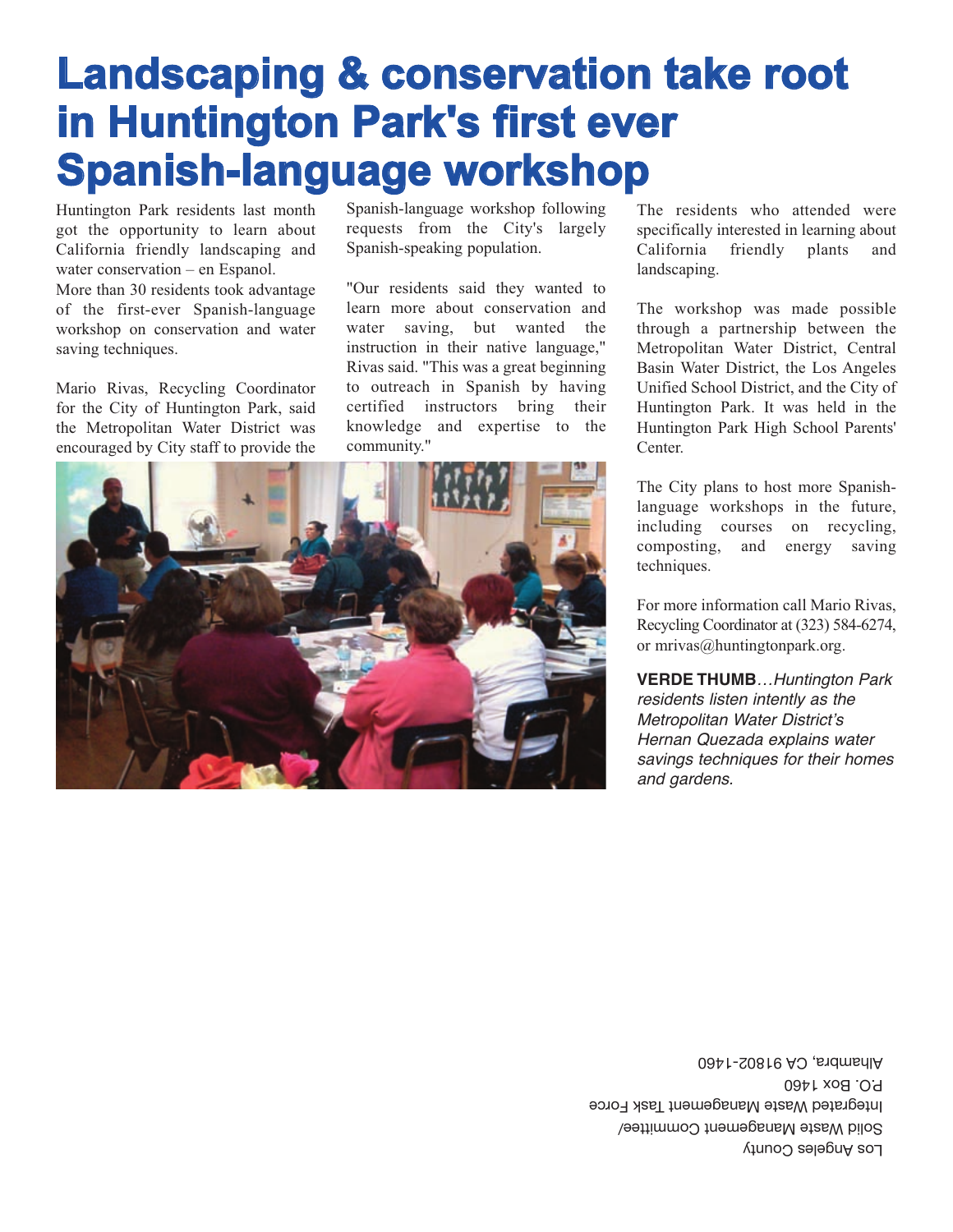# Landscaping & conservation take root in Huntington Park's first ever Spanish-language workshop

Huntington Park residents last month got the opportunity to learn about California friendly landscaping and water conservation – en Espanol.

More than 30 residents took advantage of the first-ever Spanish-language workshop on conservation and water saving techniques.

Mario Rivas, Recycling Coordinator for the City of Huntington Park, said the Metropolitan Water District was encouraged by City staff to provide the Spanish-language workshop following requests from the City's largely Spanish-speaking population.

"Our residents said they wanted to learn more about conservation and water saving, but wanted the instruction in their native language," Rivas said. "This was a great beginning to outreach in Spanish by having certified instructors bring their knowledge and expertise to the community."

The residents who attended were specifically interested in learning about California friendly plants and landscaping.

The workshop was made possible through a partnership between the Metropolitan Water District, Central Basin Water District, the Los Angeles Unified School District, and the City of Huntington Park. It was held in the Huntington Park High School Parents' Center.

The City plans to host more Spanish-language workshops in the future, including courses on recycling, composting, and energy saving techniques.

For more information call Mario Rivas, Recycling Coordinator at (323) 584-6274, or mrivas@huntingtonpark.org.

**VERDE THUMB**…*Huntington Park residents listen intently as the Metropolitan Water District's Hernan Quezada explains water savings techniques for their homes and gardens.*

Los Angeles County
Solid Waste Management Committee/
Integrated Waste Management Task Force
P.O. Box 1460
Alhambra, CA 91802-1460